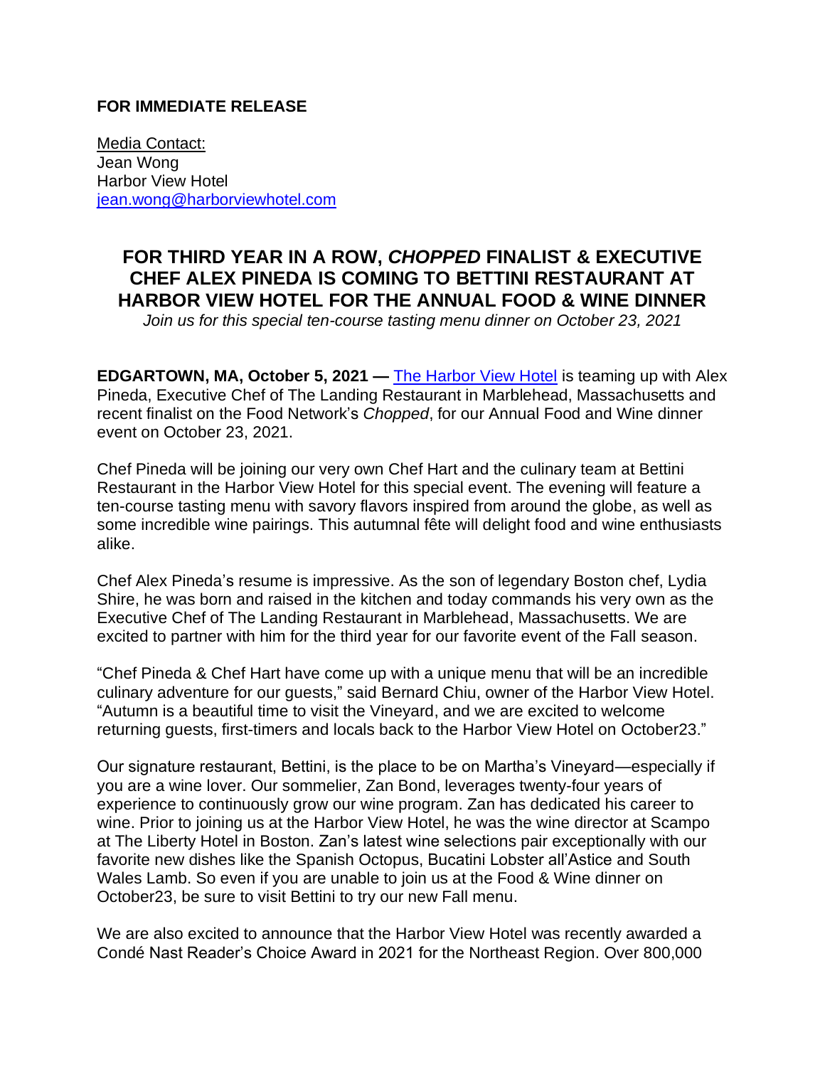**FOR IMMEDIATE RELEASE**

Media Contact:
Jean Wong
Harbor View Hotel
jean.wong@harborviewhotel.com

# FOR THIRD YEAR IN A ROW, *CHOPPED* FINALIST & EXECUTIVE CHEF ALEX PINEDA IS COMING TO BETTINI RESTAURANT AT HARBOR VIEW HOTEL FOR THE ANNUAL FOOD & WINE DINNER

*Join us for this special ten-course tasting menu dinner on October 23, 2021*

**EDGARTOWN, MA, October 5, 2021 —** The Harbor View Hotel is teaming up with Alex Pineda, Executive Chef of The Landing Restaurant in Marblehead, Massachusetts and recent finalist on the Food Network's *Chopped*, for our Annual Food and Wine dinner event on October 23, 2021.

Chef Pineda will be joining our very own Chef Hart and the culinary team at Bettini Restaurant in the Harbor View Hotel for this special event. The evening will feature a ten-course tasting menu with savory flavors inspired from around the globe, as well as some incredible wine pairings. This autumnal fête will delight food and wine enthusiasts alike.

Chef Alex Pineda's resume is impressive. As the son of legendary Boston chef, Lydia Shire, he was born and raised in the kitchen and today commands his very own as the Executive Chef of The Landing Restaurant in Marblehead, Massachusetts. We are excited to partner with him for the third year for our favorite event of the Fall season.

"Chef Pineda & Chef Hart have come up with a unique menu that will be an incredible culinary adventure for our guests," said Bernard Chiu, owner of the Harbor View Hotel. "Autumn is a beautiful time to visit the Vineyard, and we are excited to welcome returning guests, first-timers and locals back to the Harbor View Hotel on October23."

Our signature restaurant, Bettini, is the place to be on Martha's Vineyard—especially if you are a wine lover. Our sommelier, Zan Bond, leverages twenty-four years of experience to continuously grow our wine program. Zan has dedicated his career to wine. Prior to joining us at the Harbor View Hotel, he was the wine director at Scampo at The Liberty Hotel in Boston. Zan's latest wine selections pair exceptionally with our favorite new dishes like the Spanish Octopus, Bucatini Lobster all'Astice and South Wales Lamb. So even if you are unable to join us at the Food & Wine dinner on October23, be sure to visit Bettini to try our new Fall menu.

We are also excited to announce that the Harbor View Hotel was recently awarded a Condé Nast Reader's Choice Award in 2021 for the Northeast Region. Over 800,000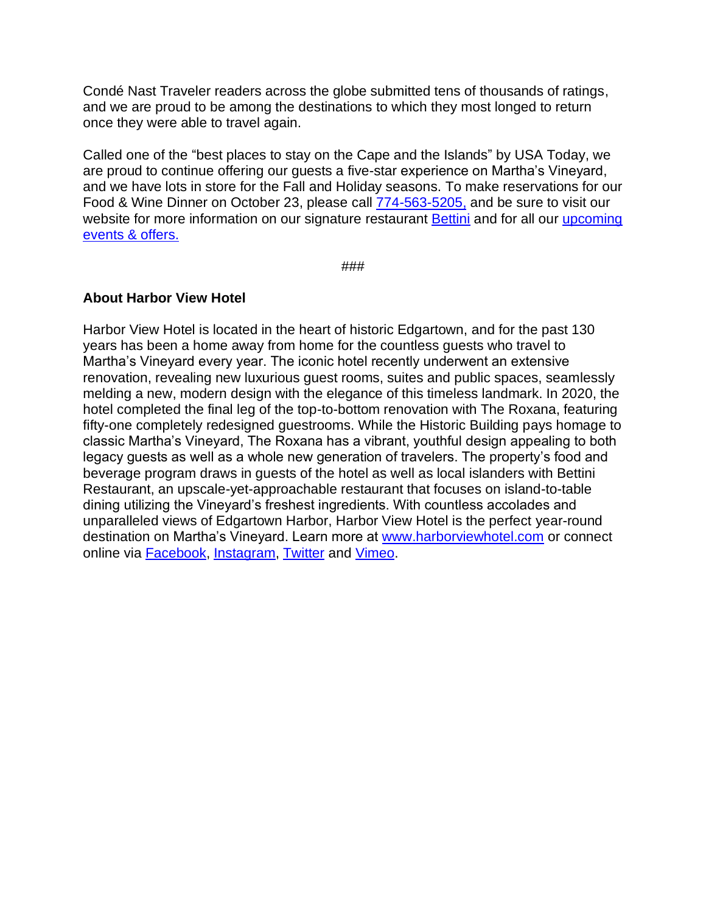Condé Nast Traveler readers across the globe submitted tens of thousands of ratings, and we are proud to be among the destinations to which they most longed to return once they were able to travel again.

Called one of the "best places to stay on the Cape and the Islands" by USA Today, we are proud to continue offering our guests a five-star experience on Martha's Vineyard, and we have lots in store for the Fall and Holiday seasons. To make reservations for our Food & Wine Dinner on October 23, please call 774-563-5205, and be sure to visit our website for more information on our signature restaurant Bettini and for all our upcoming events & offers.

###

**About Harbor View Hotel**

Harbor View Hotel is located in the heart of historic Edgartown, and for the past 130 years has been a home away from home for the countless guests who travel to Martha's Vineyard every year. The iconic hotel recently underwent an extensive renovation, revealing new luxurious guest rooms, suites and public spaces, seamlessly melding a new, modern design with the elegance of this timeless landmark. In 2020, the hotel completed the final leg of the top-to-bottom renovation with The Roxana, featuring fifty-one completely redesigned guestrooms. While the Historic Building pays homage to classic Martha's Vineyard, The Roxana has a vibrant, youthful design appealing to both legacy guests as well as a whole new generation of travelers. The property's food and beverage program draws in guests of the hotel as well as local islanders with Bettini Restaurant, an upscale-yet-approachable restaurant that focuses on island-to-table dining utilizing the Vineyard's freshest ingredients. With countless accolades and unparalleled views of Edgartown Harbor, Harbor View Hotel is the perfect year-round destination on Martha's Vineyard. Learn more at www.harborviewhotel.com or connect online via Facebook, Instagram, Twitter and Vimeo.